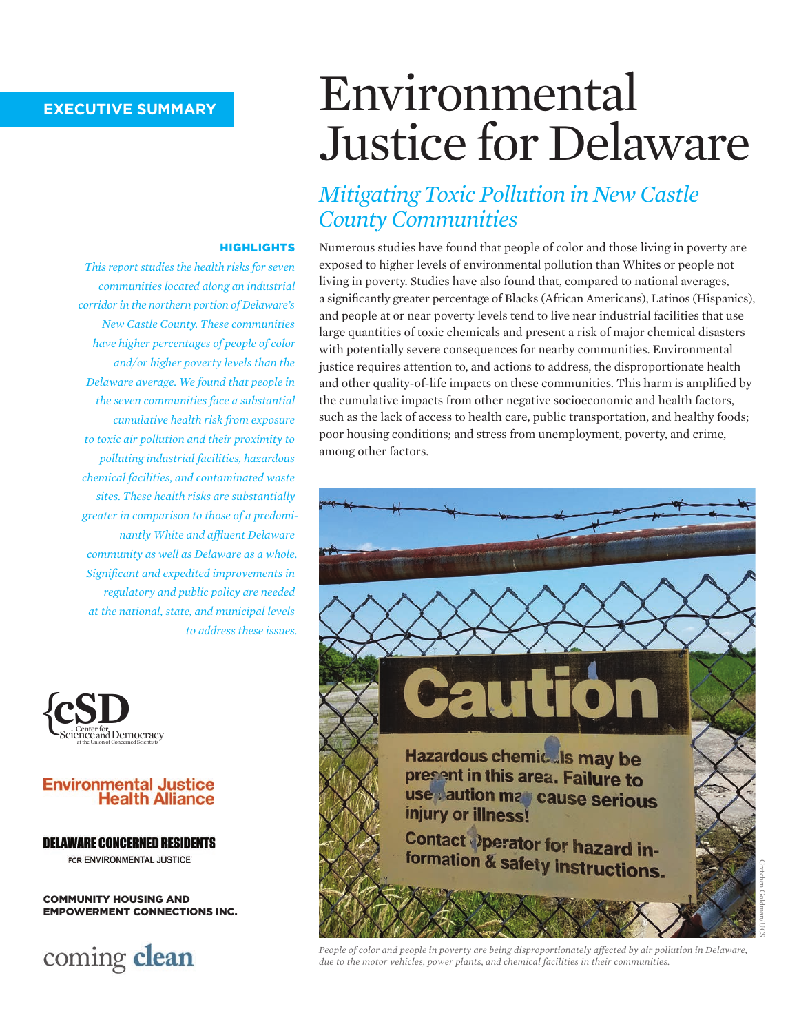**EXECUTIVE SUMMARY**

# Environmental Justice for Delaware

## *Mitigating Toxic Pollution in New Castle County Communities*

**HIGHLIGHTS**

*This report studies the health risks for seven communities located along an industrial corridor in the northern portion of Delaware's New Castle County. These communities have higher percentages of people of color and/or higher poverty levels than the Delaware average. We found that people in the seven communities face a substantial cumulative health risk from exposure to toxic air pollution and their proximity to polluting industrial facilities, hazardous chemical facilities, and contaminated waste sites. These health risks are substantially greater in comparison to those of a predominantly White and affluent Delaware community as well as Delaware as a whole. Significant and expedited improvements in regulatory and public policy are needed at the national, state, and municipal levels to address these issues.*

Numerous studies have found that people of color and those living in poverty are exposed to higher levels of environmental pollution than Whites or people not living in poverty. Studies have also found that, compared to national averages, a significantly greater percentage of Blacks (African Americans), Latinos (Hispanics), and people at or near poverty levels tend to live near industrial facilities that use large quantities of toxic chemicals and present a risk of major chemical disasters with potentially severe consequences for nearby communities. Environmental justice requires attention to, and actions to address, the disproportionate health and other quality-of-life impacts on these communities. This harm is amplified by the cumulative impacts from other negative socioeconomic and health factors, such as the lack of access to health care, public transportation, and healthy foods; poor housing conditions; and stress from unemployment, poverty, and crime, among other factors.

Caution

Hazardous chemicals may be present in this area. Failure to use caution may cause serious injury or illness!

Contact operator for hazard information & safety instructions.

Gretchen Goldman/UCS

*People of color and people in poverty are being disproportionately affected by air pollution in Delaware, due to the motor vehicles, power plants, and chemical facilities in their communities.*

Center for Science and Democracy at the Union of Concerned Scientists

Environmental Justice Health Alliance

DELAWARE CONCERNED RESIDENTS FOR ENVIRONMENTAL JUSTICE

COMMUNITY HOUSING AND EMPOWERMENT CONNECTIONS INC.

coming clean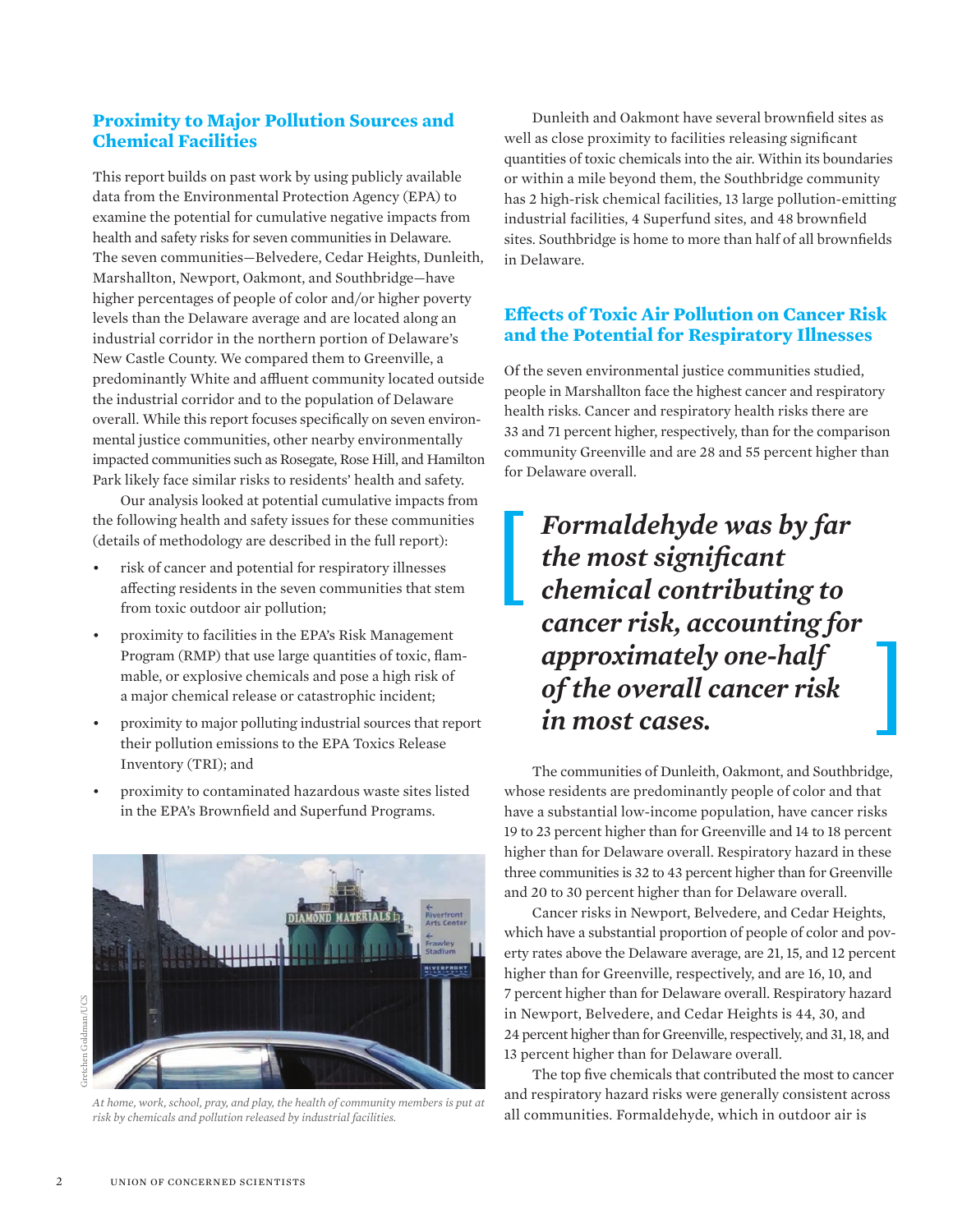## Proximity to Major Pollution Sources and Chemical Facilities

This report builds on past work by using publicly available data from the Environmental Protection Agency (EPA) to examine the potential for cumulative negative impacts from health and safety risks for seven communities in Delaware. The seven communities—Belvedere, Cedar Heights, Dunleith, Marshallton, Newport, Oakmont, and Southbridge—have higher percentages of people of color and/or higher poverty levels than the Delaware average and are located along an industrial corridor in the northern portion of Delaware's New Castle County. We compared them to Greenville, a predominantly White and affluent community located outside the industrial corridor and to the population of Delaware overall. While this report focuses specifically on seven environmental justice communities, other nearby environmentally impacted communities such as Rosegate, Rose Hill, and Hamilton Park likely face similar risks to residents' health and safety.

Our analysis looked at potential cumulative impacts from the following health and safety issues for these communities (details of methodology are described in the full report):

- risk of cancer and potential for respiratory illnesses affecting residents in the seven communities that stem from toxic outdoor air pollution;
- proximity to facilities in the EPA's Risk Management Program (RMP) that use large quantities of toxic, flammable, or explosive chemicals and pose a high risk of a major chemical release or catastrophic incident;
- proximity to major polluting industrial sources that report their pollution emissions to the EPA Toxics Release Inventory (TRI); and
- proximity to contaminated hazardous waste sites listed in the EPA's Brownfield and Superfund Programs.

Gretchen Goldman/UCS

*At home, work, school, pray, and play, the health of community members is put at risk by chemicals and pollution released by industrial facilities.*

Dunleith and Oakmont have several brownfield sites as well as close proximity to facilities releasing significant quantities of toxic chemicals into the air. Within its boundaries or within a mile beyond them, the Southbridge community has 2 high-risk chemical facilities, 13 large pollution-emitting industrial facilities, 4 Superfund sites, and 48 brownfield sites. Southbridge is home to more than half of all brownfields in Delaware.

## Effects of Toxic Air Pollution on Cancer Risk and the Potential for Respiratory Illnesses

Of the seven environmental justice communities studied, people in Marshallton face the highest cancer and respiratory health risks. Cancer and respiratory health risks there are 33 and 71 percent higher, respectively, than for the comparison community Greenville and are 28 and 55 percent higher than for Delaware overall.

> ***Formaldehyde was by far the most significant chemical contributing to cancer risk, accounting for approximately one-half of the overall cancer risk in most cases.***

The communities of Dunleith, Oakmont, and Southbridge, whose residents are predominantly people of color and that have a substantial low-income population, have cancer risks 19 to 23 percent higher than for Greenville and 14 to 18 percent higher than for Delaware overall. Respiratory hazard in these three communities is 32 to 43 percent higher than for Greenville and 20 to 30 percent higher than for Delaware overall.

Cancer risks in Newport, Belvedere, and Cedar Heights, which have a substantial proportion of people of color and poverty rates above the Delaware average, are 21, 15, and 12 percent higher than for Greenville, respectively, and are 16, 10, and 7 percent higher than for Delaware overall. Respiratory hazard in Newport, Belvedere, and Cedar Heights is 44, 30, and 24 percent higher than for Greenville, respectively, and 31, 18, and 13 percent higher than for Delaware overall.

The top five chemicals that contributed the most to cancer and respiratory hazard risks were generally consistent across all communities. Formaldehyde, which in outdoor air is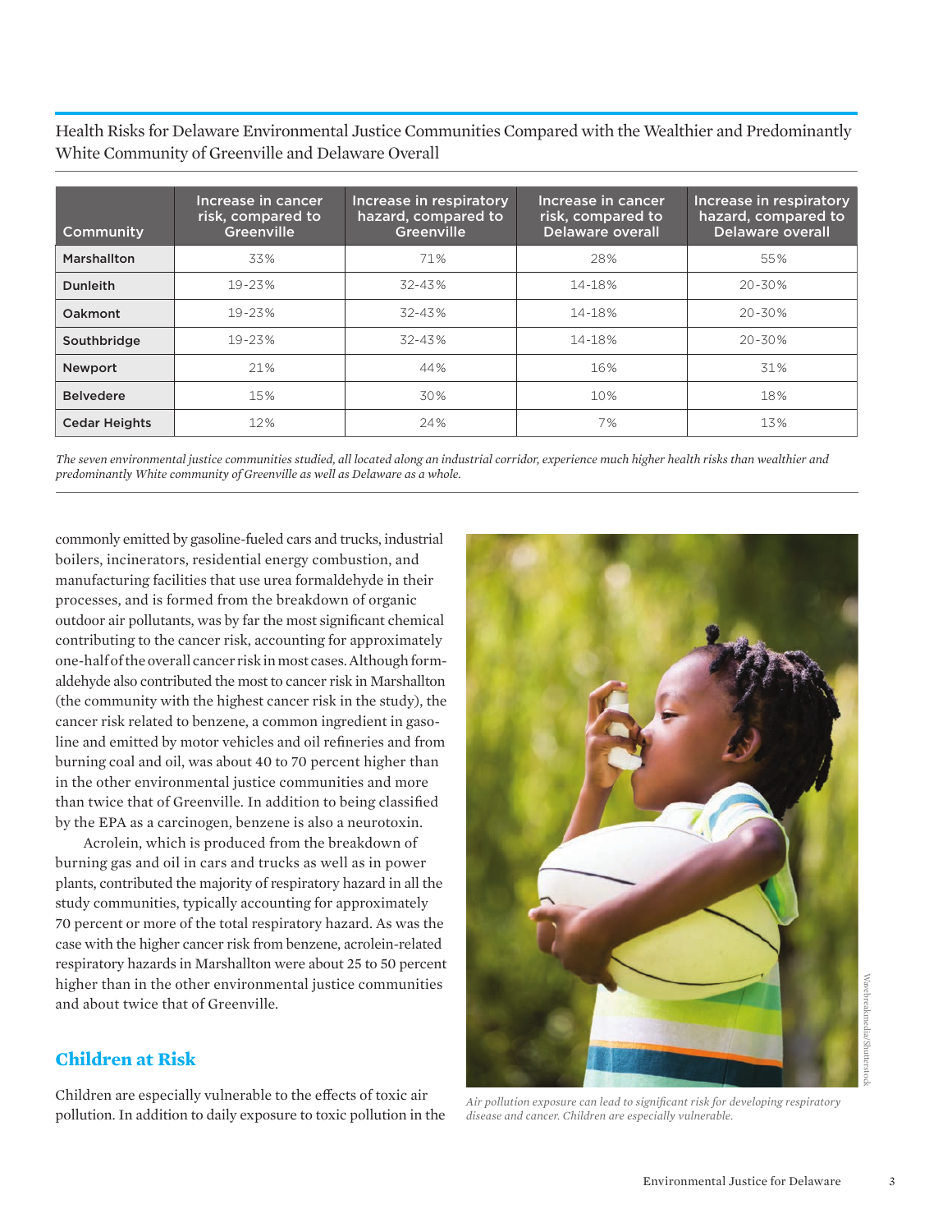Health Risks for Delaware Environmental Justice Communities Compared with the Wealthier and Predominantly White Community of Greenville and Delaware Overall

| Community | Increase in cancer risk, compared to Greenville | Increase in respiratory hazard, compared to Greenville | Increase in cancer risk, compared to Delaware overall | Increase in respiratory hazard, compared to Delaware overall |
|---|---|---|---|---|
| Marshallton | 33% | 71% | 28% | 55% |
| Dunleith | 19-23% | 32-43% | 14-18% | 20-30% |
| Oakmont | 19-23% | 32-43% | 14-18% | 20-30% |
| Southbridge | 19-23% | 32-43% | 14-18% | 20-30% |
| Newport | 21% | 44% | 16% | 31% |
| Belvedere | 15% | 30% | 10% | 18% |
| Cedar Heights | 12% | 24% | 7% | 13% |

*The seven environmental justice communities studied, all located along an industrial corridor, experience much higher health risks than wealthier and predominantly White community of Greenville as well as Delaware as a whole.*

commonly emitted by gasoline-fueled cars and trucks, industrial boilers, incinerators, residential energy combustion, and manufacturing facilities that use urea formaldehyde in their processes, and is formed from the breakdown of organic outdoor air pollutants, was by far the most significant chemical contributing to the cancer risk, accounting for approximately one-half of the overall cancer risk in most cases. Although formaldehyde also contributed the most to cancer risk in Marshallton (the community with the highest cancer risk in the study), the cancer risk related to benzene, a common ingredient in gasoline and emitted by motor vehicles and oil refineries and from burning coal and oil, was about 40 to 70 percent higher than in the other environmental justice communities and more than twice that of Greenville. In addition to being classified by the EPA as a carcinogen, benzene is also a neurotoxin.

Acrolein, which is produced from the breakdown of burning gas and oil in cars and trucks as well as in power plants, contributed the majority of respiratory hazard in all the study communities, typically accounting for approximately 70 percent or more of the total respiratory hazard. As was the case with the higher cancer risk from benzene, acrolein-related respiratory hazards in Marshallton were about 25 to 50 percent higher than in the other environmental justice communities and about twice that of Greenville.

## Children at Risk

Children are especially vulnerable to the effects of toxic air pollution. In addition to daily exposure to toxic pollution in the

Wavebreakmedia/Shutterstock

*Air pollution exposure can lead to significant risk for developing respiratory disease and cancer. Children are especially vulnerable.*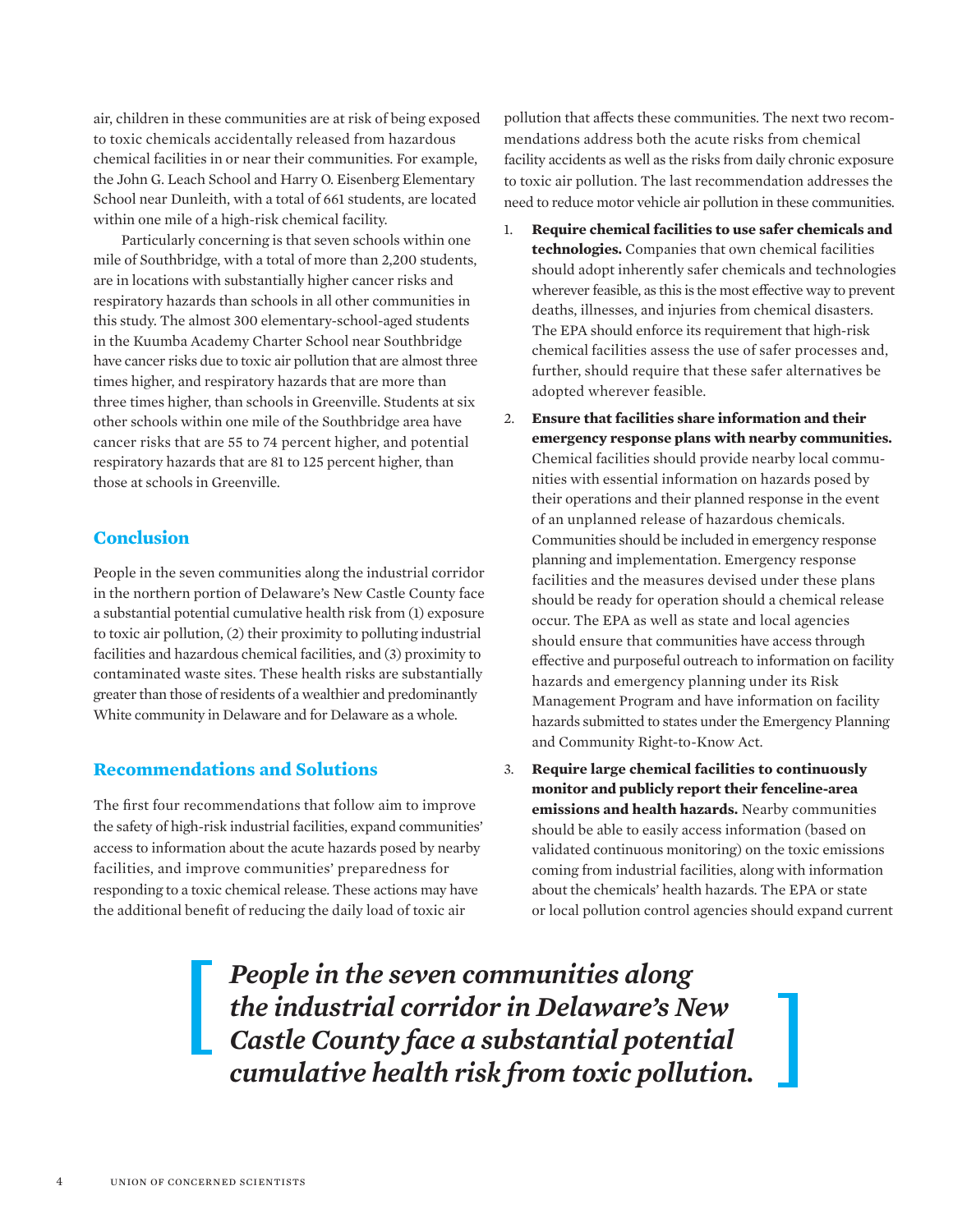air, children in these communities are at risk of being exposed to toxic chemicals accidentally released from hazardous chemical facilities in or near their communities. For example, the John G. Leach School and Harry O. Eisenberg Elementary School near Dunleith, with a total of 661 students, are located within one mile of a high-risk chemical facility.

Particularly concerning is that seven schools within one mile of Southbridge, with a total of more than 2,200 students, are in locations with substantially higher cancer risks and respiratory hazards than schools in all other communities in this study. The almost 300 elementary-school-aged students in the Kuumba Academy Charter School near Southbridge have cancer risks due to toxic air pollution that are almost three times higher, and respiratory hazards that are more than three times higher, than schools in Greenville. Students at six other schools within one mile of the Southbridge area have cancer risks that are 55 to 74 percent higher, and potential respiratory hazards that are 81 to 125 percent higher, than those at schools in Greenville.

## Conclusion

People in the seven communities along the industrial corridor in the northern portion of Delaware's New Castle County face a substantial potential cumulative health risk from (1) exposure to toxic air pollution, (2) their proximity to polluting industrial facilities and hazardous chemical facilities, and (3) proximity to contaminated waste sites. These health risks are substantially greater than those of residents of a wealthier and predominantly White community in Delaware and for Delaware as a whole.

## Recommendations and Solutions

The first four recommendations that follow aim to improve the safety of high-risk industrial facilities, expand communities' access to information about the acute hazards posed by nearby facilities, and improve communities' preparedness for responding to a toxic chemical release. These actions may have the additional benefit of reducing the daily load of toxic air pollution that affects these communities. The next two recommendations address both the acute risks from chemical facility accidents as well as the risks from daily chronic exposure to toxic air pollution. The last recommendation addresses the need to reduce motor vehicle air pollution in these communities.

1. **Require chemical facilities to use safer chemicals and technologies.** Companies that own chemical facilities should adopt inherently safer chemicals and technologies wherever feasible, as this is the most effective way to prevent deaths, illnesses, and injuries from chemical disasters. The EPA should enforce its requirement that high-risk chemical facilities assess the use of safer processes and, further, should require that these safer alternatives be adopted wherever feasible.
2. **Ensure that facilities share information and their emergency response plans with nearby communities.** Chemical facilities should provide nearby local communities with essential information on hazards posed by their operations and their planned response in the event of an unplanned release of hazardous chemicals. Communities should be included in emergency response planning and implementation. Emergency response facilities and the measures devised under these plans should be ready for operation should a chemical release occur. The EPA as well as state and local agencies should ensure that communities have access through effective and purposeful outreach to information on facility hazards and emergency planning under its Risk Management Program and have information on facility hazards submitted to states under the Emergency Planning and Community Right-to-Know Act.
3. **Require large chemical facilities to continuously monitor and publicly report their fenceline-area emissions and health hazards.** Nearby communities should be able to easily access information (based on validated continuous monitoring) on the toxic emissions coming from industrial facilities, along with information about the chemicals' health hazards. The EPA or state or local pollution control agencies should expand current

> ***People in the seven communities along the industrial corridor in Delaware's New Castle County face a substantial potential cumulative health risk from toxic pollution.***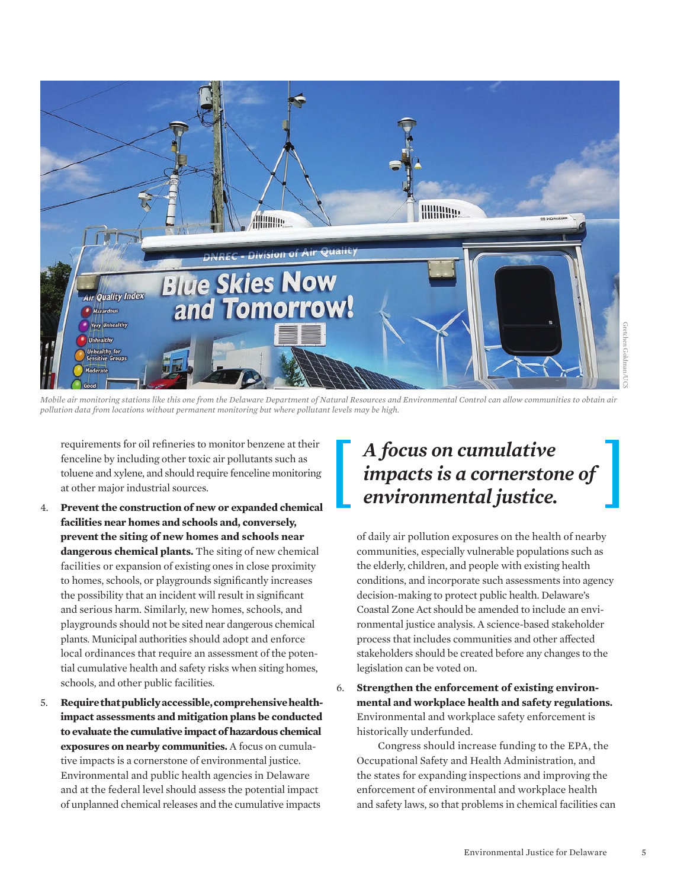Mobile air monitoring stations like this one from the Delaware Department of Natural Resources and Environmental Control can allow communities to obtain air pollution data from locations without permanent monitoring but where pollutant levels may be high.

requirements for oil refineries to monitor benzene at their fenceline by including other toxic air pollutants such as toluene and xylene, and should require fenceline monitoring at other major industrial sources.

4. **Prevent the construction of new or expanded chemical facilities near homes and schools and, conversely, prevent the siting of new homes and schools near dangerous chemical plants.** The siting of new chemical facilities or expansion of existing ones in close proximity to homes, schools, or playgrounds significantly increases the possibility that an incident will result in significant and serious harm. Similarly, new homes, schools, and playgrounds should not be sited near dangerous chemical plants. Municipal authorities should adopt and enforce local ordinances that require an assessment of the potential cumulative health and safety risks when siting homes, schools, and other public facilities.

5. **Require that publicly accessible, comprehensive health-impact assessments and mitigation plans be conducted to evaluate the cumulative impact of hazardous chemical exposures on nearby communities.** A focus on cumulative impacts is a cornerstone of environmental justice. Environmental and public health agencies in Delaware and at the federal level should assess the potential impact of unplanned chemical releases and the cumulative impacts of daily air pollution exposures on the health of nearby communities, especially vulnerable populations such as the elderly, children, and people with existing health conditions, and incorporate such assessments into agency decision-making to protect public health. Delaware's Coastal Zone Act should be amended to include an environmental justice analysis. A science-based stakeholder process that includes communities and other affected stakeholders should be created before any changes to the legislation can be voted on.

> ***A focus on cumulative impacts is a cornerstone of environmental justice.***

6. **Strengthen the enforcement of existing environmental and workplace health and safety regulations.** Environmental and workplace safety enforcement is historically underfunded.

   Congress should increase funding to the EPA, the Occupational Safety and Health Administration, and the states for expanding inspections and improving the enforcement of environmental and workplace health and safety laws, so that problems in chemical facilities can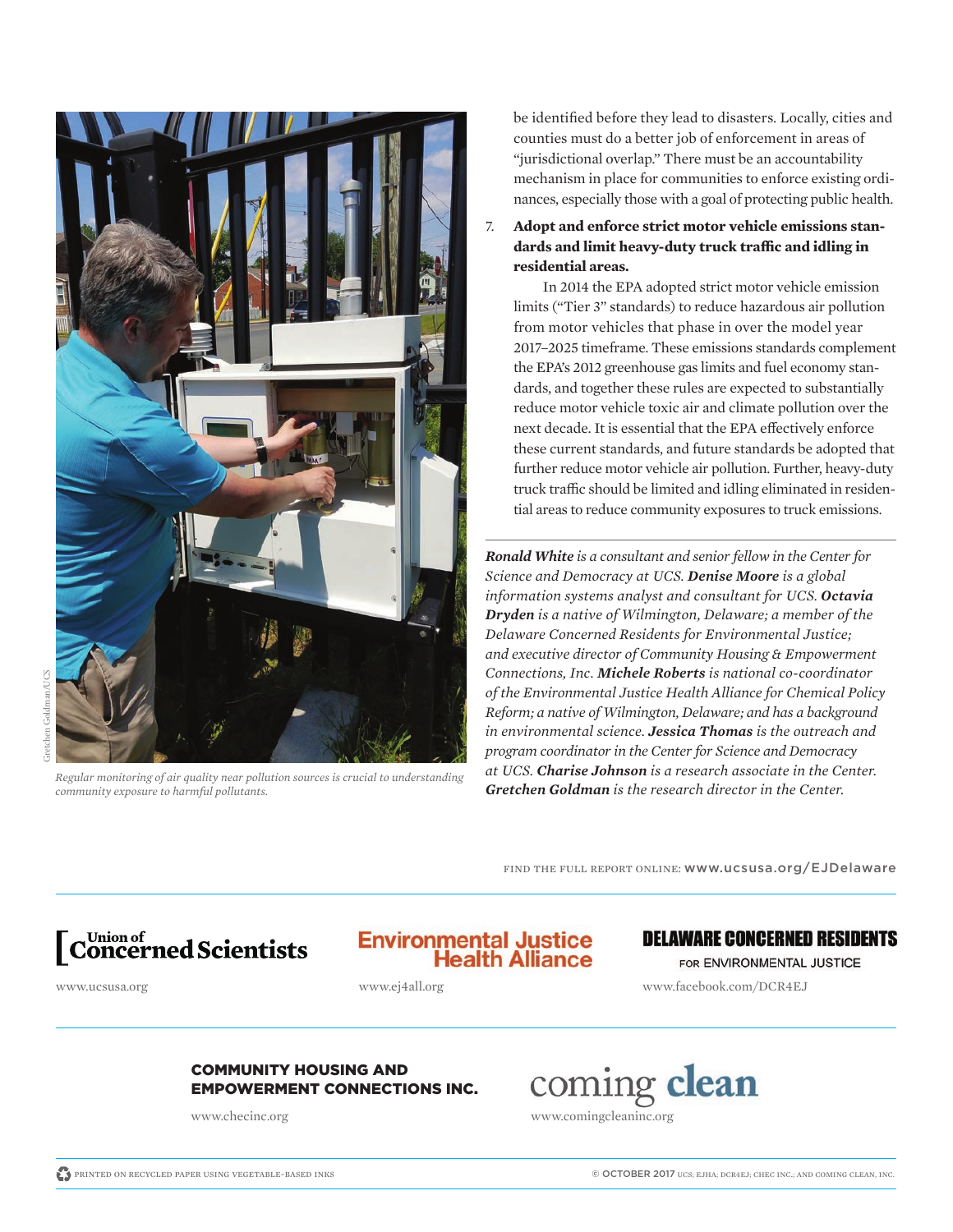Regular monitoring of air quality near pollution sources is crucial to understanding community exposure to harmful pollutants.

be identified before they lead to disasters. Locally, cities and counties must do a better job of enforcement in areas of "jurisdictional overlap." There must be an accountability mechanism in place for communities to enforce existing ordinances, especially those with a goal of protecting public health.

7. **Adopt and enforce strict motor vehicle emissions standards and limit heavy-duty truck traffic and idling in residential areas.**

   In 2014 the EPA adopted strict motor vehicle emission limits ("Tier 3" standards) to reduce hazardous air pollution from motor vehicles that phase in over the model year 2017–2025 timeframe. These emissions standards complement the EPA's 2012 greenhouse gas limits and fuel economy standards, and together these rules are expected to substantially reduce motor vehicle toxic air and climate pollution over the next decade. It is essential that the EPA effectively enforce these current standards, and future standards be adopted that further reduce motor vehicle air pollution. Further, heavy-duty truck traffic should be limited and idling eliminated in residential areas to reduce community exposures to truck emissions.

***Ronald White** is a consultant and senior fellow in the Center for Science and Democracy at UCS. **Denise Moore** is a global information systems analyst and consultant for UCS. **Octavia Dryden** is a native of Wilmington, Delaware; a member of the Delaware Concerned Residents for Environmental Justice; and executive director of Community Housing & Empowerment Connections, Inc. **Michele Roberts** is national co-coordinator of the Environmental Justice Health Alliance for Chemical Policy Reform; a native of Wilmington, Delaware; and has a background in environmental science. **Jessica Thomas** is the outreach and program coordinator in the Center for Science and Democracy at UCS. **Charise Johnson** is a research associate in the Center. **Gretchen Goldman** is the research director in the Center.*

FIND THE FULL REPORT ONLINE: www.ucsusa.org/EJDelaware

Union of Concerned Scientists
www.ucsusa.org

Environmental Justice Health Alliance
www.ej4all.org

DELAWARE CONCERNED RESIDENTS FOR ENVIRONMENTAL JUSTICE
www.facebook.com/DCR4EJ

COMMUNITY HOUSING AND EMPOWERMENT CONNECTIONS INC.
www.checinc.org

coming clean
www.comingcleaninc.org

PRINTED ON RECYCLED PAPER USING VEGETABLE-BASED INKS

© OCTOBER 2017 UCS; EJHA; DCR4EJ; CHEC INC.; AND COMING CLEAN, INC.